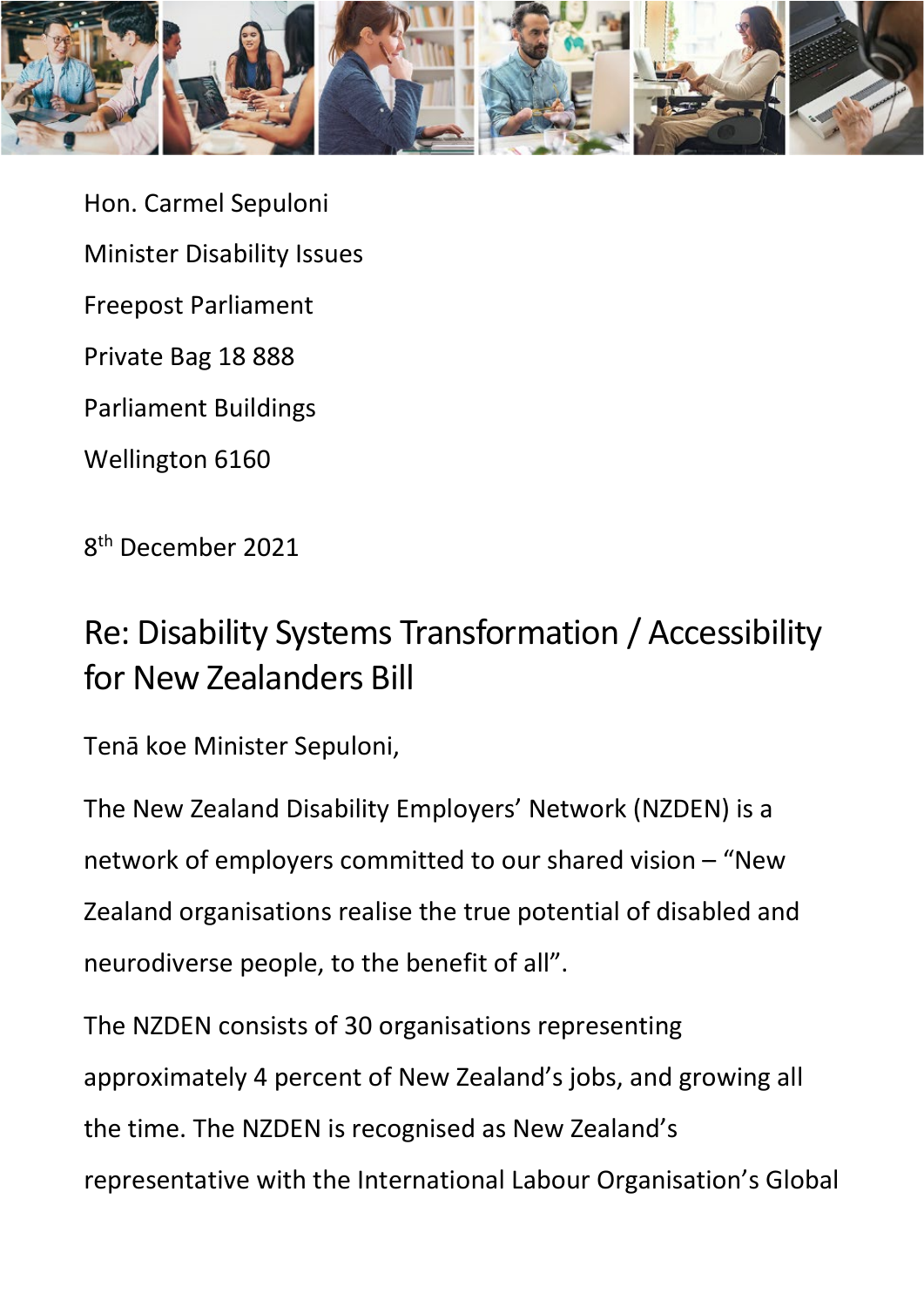Hon. Carmel Sepuloni

Minister Disability Issues

Freepost Parliament

Private Bag 18 888

Parliament Buildings

Wellington 6160

8th December 2021

# Re: Disability Systems Transformation / Accessibility for New Zealanders Bill

Tenā koe Minister Sepuloni,

The New Zealand Disability Employers' Network (NZDEN) is a network of employers committed to our shared vision – "New Zealand organisations realise the true potential of disabled and neurodiverse people, to the benefit of all".

The NZDEN consists of 30 organisations representing approximately 4 percent of New Zealand's jobs, and growing all the time. The NZDEN is recognised as New Zealand's representative with the International Labour Organisation's Global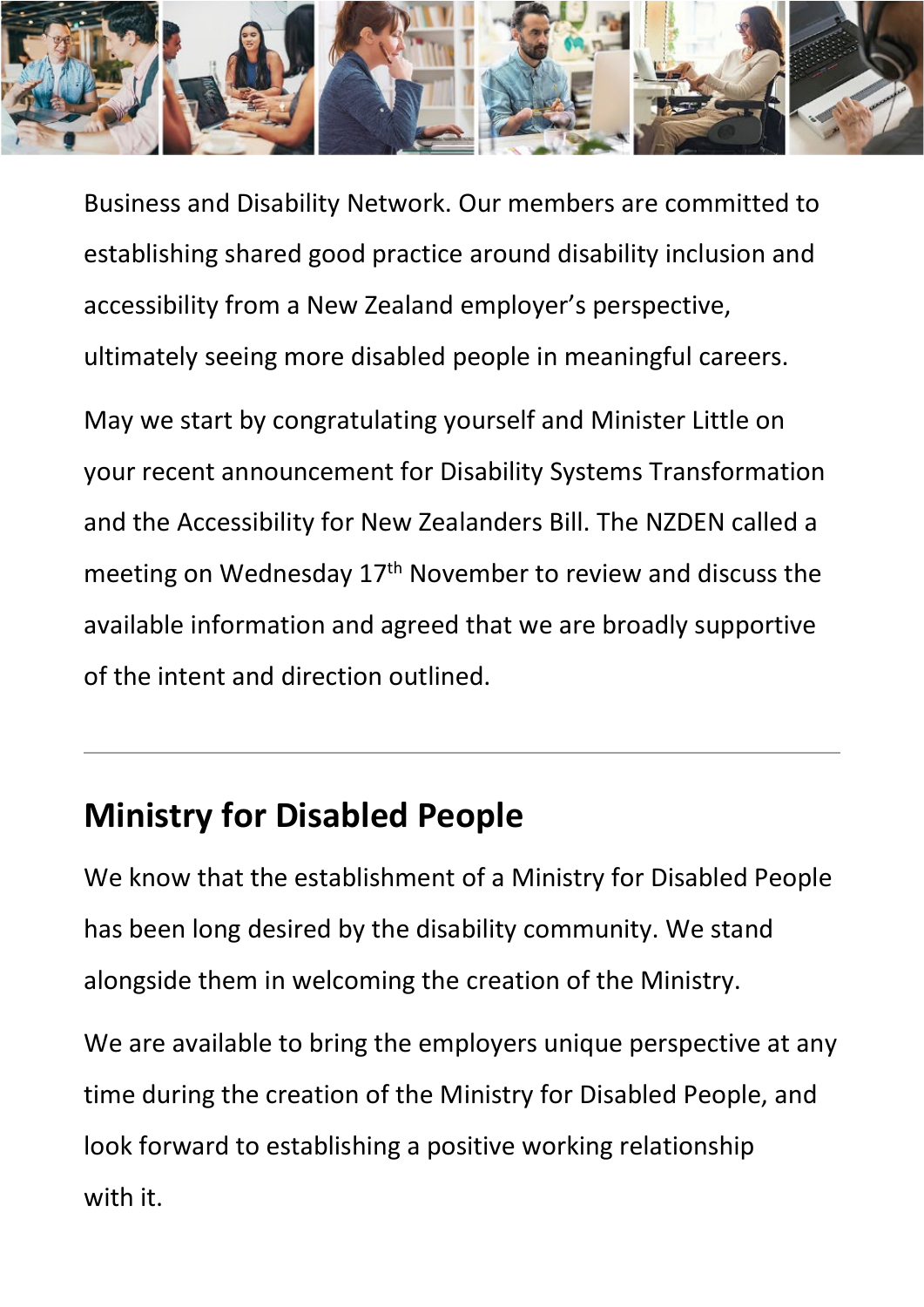Business and Disability Network. Our members are committed to establishing shared good practice around disability inclusion and accessibility from a New Zealand employer's perspective, ultimately seeing more disabled people in meaningful careers.

May we start by congratulating yourself and Minister Little on your recent announcement for Disability Systems Transformation and the Accessibility for New Zealanders Bill. The NZDEN called a meeting on Wednesday 17th November to review and discuss the available information and agreed that we are broadly supportive of the intent and direction outlined.

---

## Ministry for Disabled People

We know that the establishment of a Ministry for Disabled People has been long desired by the disability community. We stand alongside them in welcoming the creation of the Ministry.

We are available to bring the employers unique perspective at any time during the creation of the Ministry for Disabled People, and look forward to establishing a positive working relationship with it.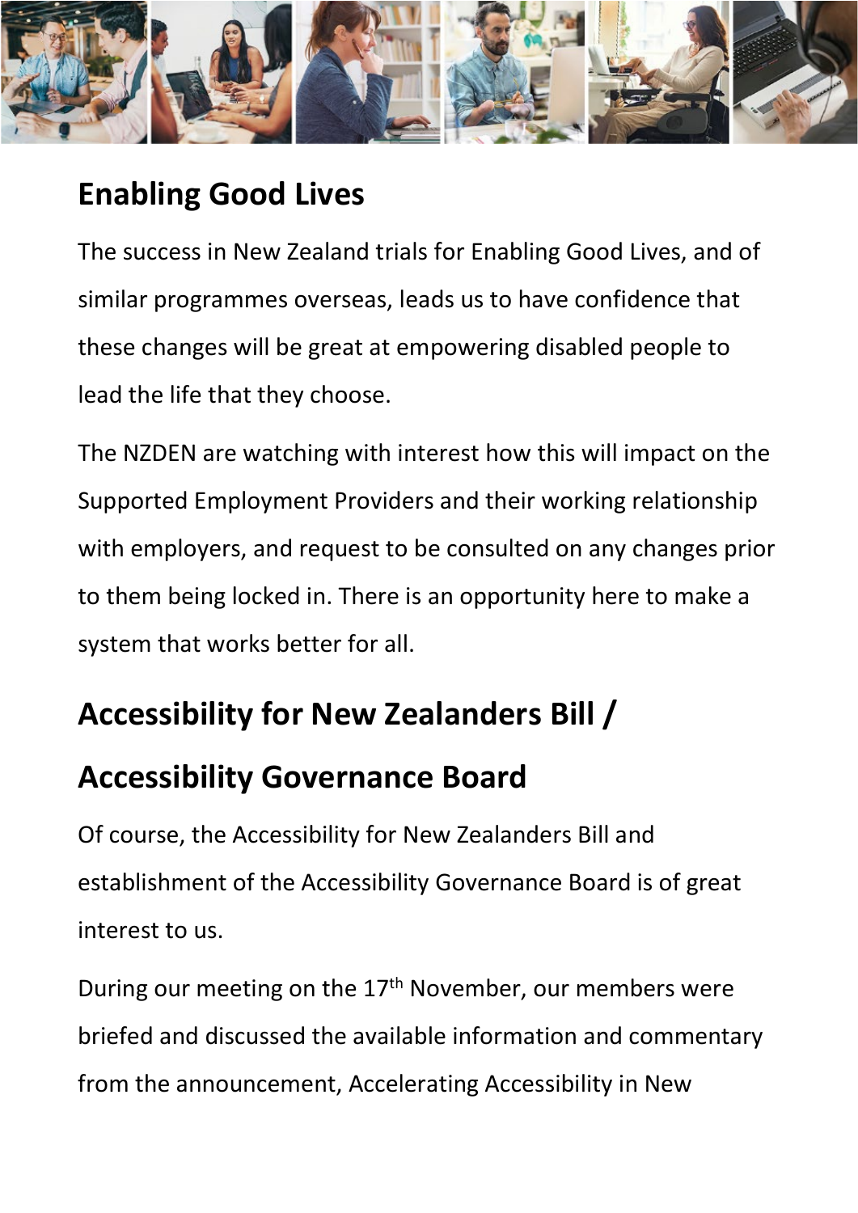## Enabling Good Lives

The success in New Zealand trials for Enabling Good Lives, and of similar programmes overseas, leads us to have confidence that these changes will be great at empowering disabled people to lead the life that they choose.

The NZDEN are watching with interest how this will impact on the Supported Employment Providers and their working relationship with employers, and request to be consulted on any changes prior to them being locked in. There is an opportunity here to make a system that works better for all.

## Accessibility for New Zealanders Bill / Accessibility Governance Board

Of course, the Accessibility for New Zealanders Bill and establishment of the Accessibility Governance Board is of great interest to us.

During our meeting on the 17th November, our members were briefed and discussed the available information and commentary from the announcement, Accelerating Accessibility in New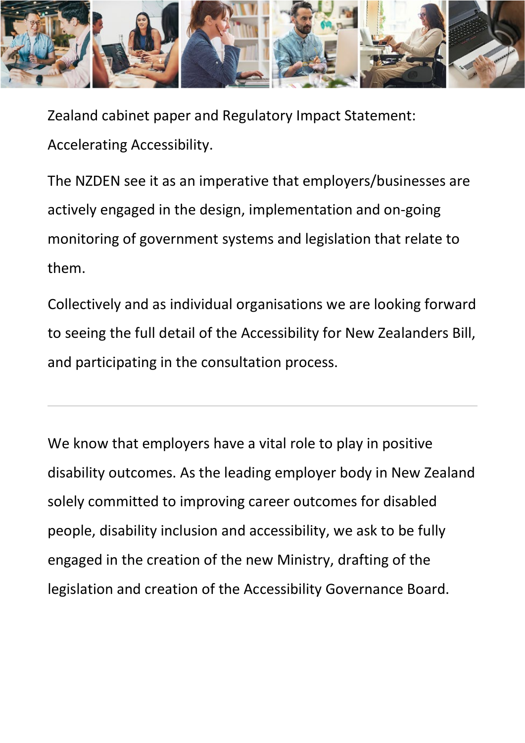Zealand cabinet paper and Regulatory Impact Statement: Accelerating Accessibility.

The NZDEN see it as an imperative that employers/businesses are actively engaged in the design, implementation and on-going monitoring of government systems and legislation that relate to them.

Collectively and as individual organisations we are looking forward to seeing the full detail of the Accessibility for New Zealanders Bill, and participating in the consultation process.

---

We know that employers have a vital role to play in positive disability outcomes. As the leading employer body in New Zealand solely committed to improving career outcomes for disabled people, disability inclusion and accessibility, we ask to be fully engaged in the creation of the new Ministry, drafting of the legislation and creation of the Accessibility Governance Board.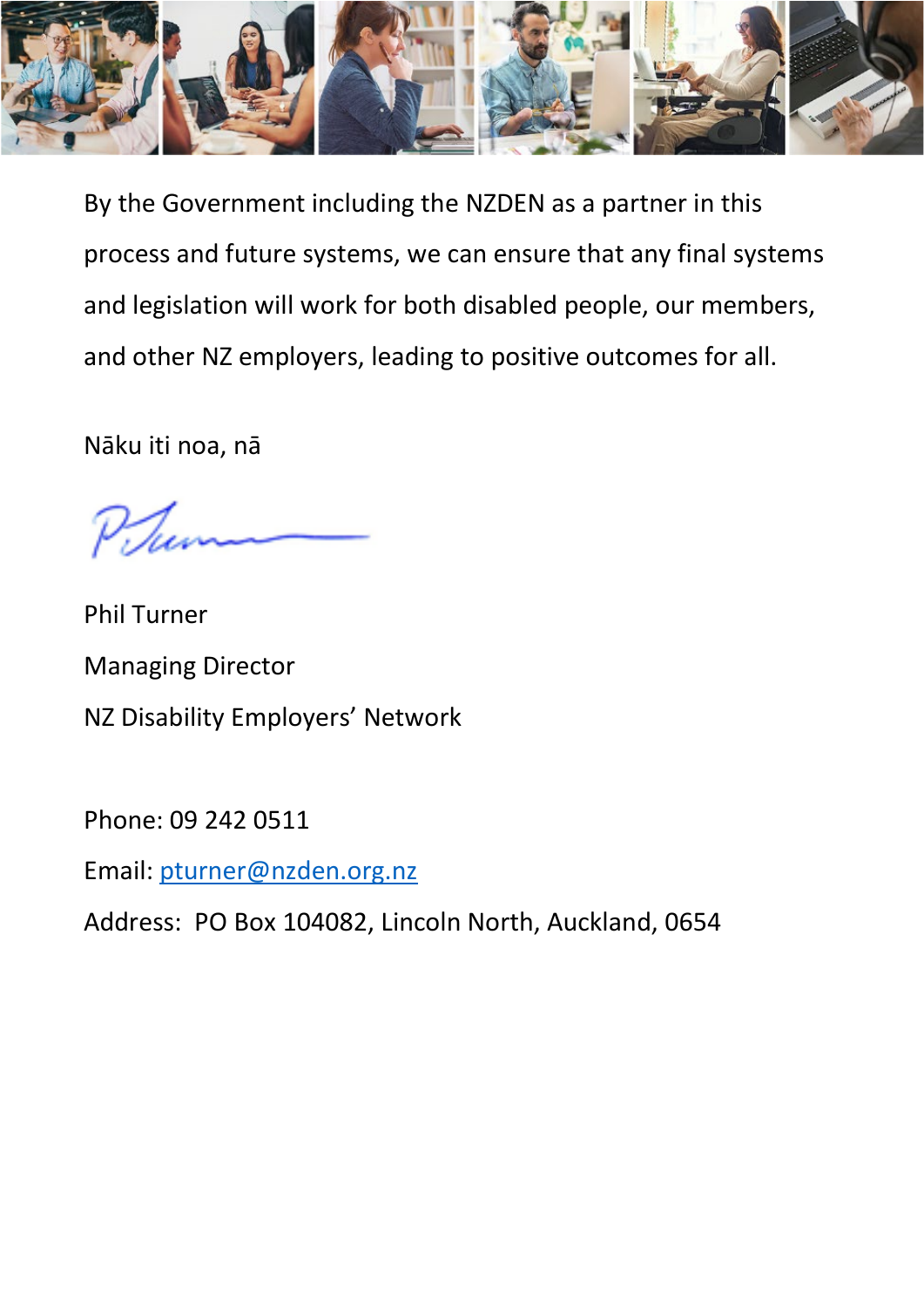By the Government including the NZDEN as a partner in this process and future systems, we can ensure that any final systems and legislation will work for both disabled people, our members, and other NZ employers, leading to positive outcomes for all.

Nāku iti noa, nā

Phil Turner

Managing Director

NZ Disability Employers' Network

Phone: 09 242 0511

Email: pturner@nzden.org.nz

Address: PO Box 104082, Lincoln North, Auckland, 0654